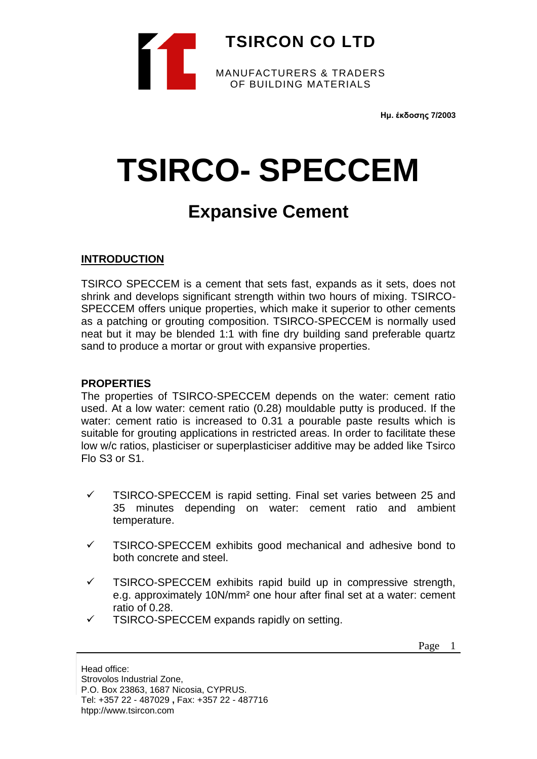# TSIRCON CO LTD

MANUFACTURERS & TRADERS
OF BUILDING MATERIALS

**Ημ. έκδοσης 7/2003**

# TSIRCO- SPECCEM

## Expansive Cement

### INTRODUCTION

TSIRCO SPECCEM is a cement that sets fast, expands as it sets, does not shrink and develops significant strength within two hours of mixing. TSIRCO-SPECCEM offers unique properties, which make it superior to other cements as a patching or grouting composition. TSIRCO-SPECCEM is normally used neat but it may be blended 1:1 with fine dry building sand preferable quartz sand to produce a mortar or grout with expansive properties.

### PROPERTIES

The properties of TSIRCO-SPECCEM depends on the water: cement ratio used. At a low water: cement ratio (0.28) mouldable putty is produced. If the water: cement ratio is increased to 0.31 a pourable paste results which is suitable for grouting applications in restricted areas. In order to facilitate these low w/c ratios, plasticiser or superplasticiser additive may be added like Tsirco Flo S3 or S1.

- ✓ TSIRCO-SPECCEM is rapid setting. Final set varies between 25 and 35 minutes depending on water: cement ratio and ambient temperature.
- ✓ TSIRCO-SPECCEM exhibits good mechanical and adhesive bond to both concrete and steel.
- ✓ TSIRCO-SPECCEM exhibits rapid build up in compressive strength, e.g. approximately 10N/mm² one hour after final set at a water: cement ratio of 0.28.
- ✓ TSIRCO-SPECCEM expands rapidly on setting.

Head office:
Strovolos Industrial Zone,
P.O. Box 23863, 1687 Nicosia, CYPRUS.
Tel: +357 22 - 487029 **,** Fax: +357 22 - 487716
htpp://www.tsircon.com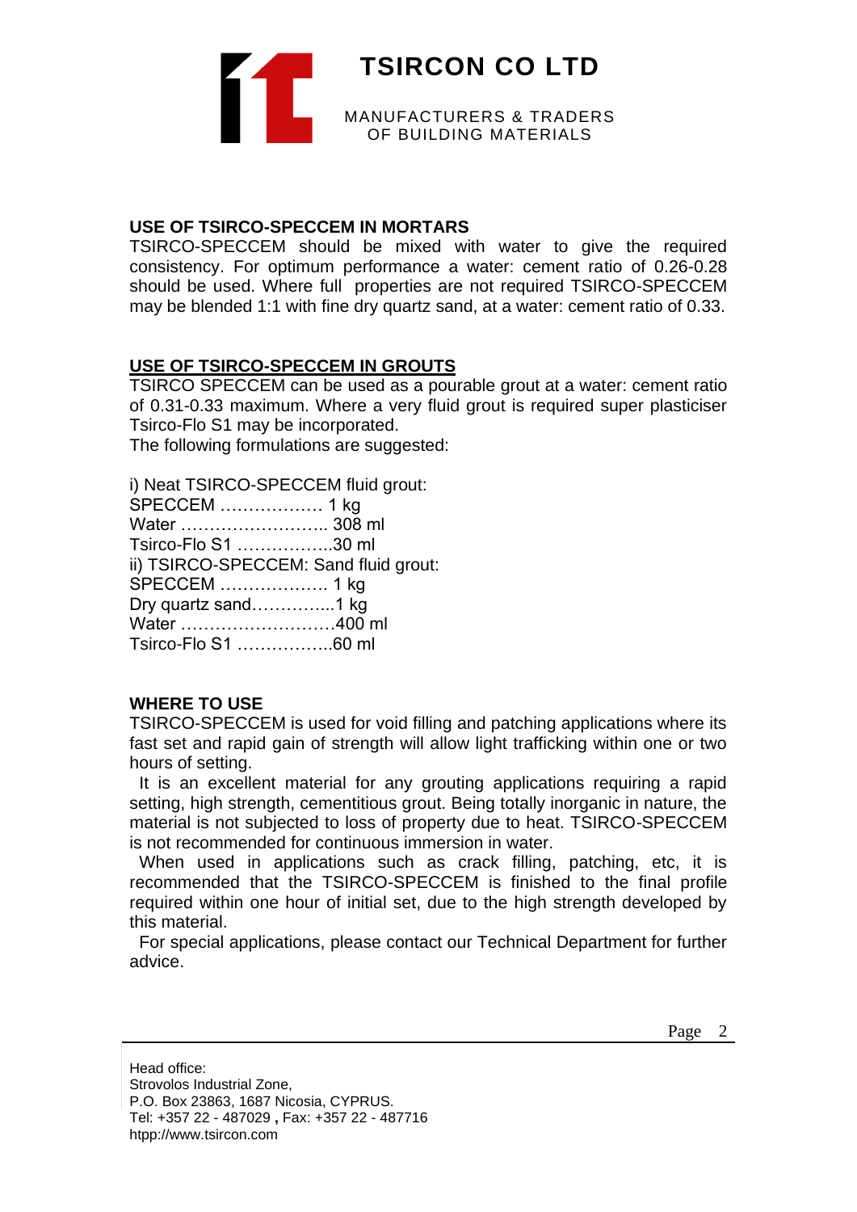**USE OF TSIRCO-SPECCEM IN MORTARS**

TSIRCO-SPECCEM should be mixed with water to give the required consistency. For optimum performance a water: cement ratio of 0.26-0.28 should be used. Where full properties are not required TSIRCO-SPECCEM may be blended 1:1 with fine dry quartz sand, at a water: cement ratio of 0.33.

**USE OF TSIRCO-SPECCEM IN GROUTS**

TSIRCO SPECCEM can be used as a pourable grout at a water: cement ratio of 0.31-0.33 maximum. Where a very fluid grout is required super plasticiser Tsirco-Flo S1 may be incorporated.
The following formulations are suggested:

i) Neat TSIRCO-SPECCEM fluid grout:
SPECCEM ……………… 1 kg
Water …………………….. 308 ml
Tsirco-Flo S1 ……………..30 ml
ii) TSIRCO-SPECCEM: Sand fluid grout:
SPECCEM ………………. 1 kg
Dry quartz sand…………...1 kg
Water ………………………400 ml
Tsirco-Flo S1 ……………..60 ml

**WHERE TO USE**

TSIRCO-SPECCEM is used for void filling and patching applications where its fast set and rapid gain of strength will allow light trafficking within one or two hours of setting.

It is an excellent material for any grouting applications requiring a rapid setting, high strength, cementitious grout. Being totally inorganic in nature, the material is not subjected to loss of property due to heat. TSIRCO-SPECCEM is not recommended for continuous immersion in water.

When used in applications such as crack filling, patching, etc, it is recommended that the TSIRCO-SPECCEM is finished to the final profile required within one hour of initial set, due to the high strength developed by this material.

For special applications, please contact our Technical Department for further advice.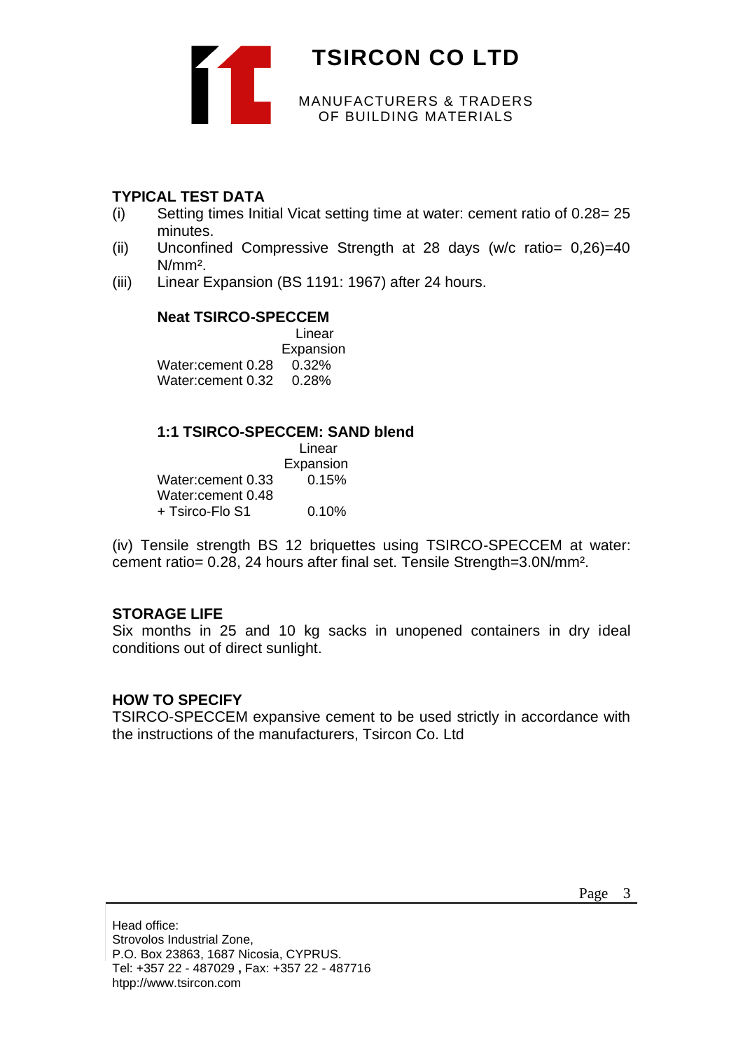# TSIRCON CO LTD

MANUFACTURERS & TRADERS
OF BUILDING MATERIALS

## TYPICAL TEST DATA

(i) Setting times Initial Vicat setting time at water: cement ratio of 0.28= 25 minutes.

(ii) Unconfined Compressive Strength at 28 days (w/c ratio= 0,26)=40 N/mm².

(iii) Linear Expansion (BS 1191: 1967) after 24 hours.

**Neat TSIRCO-SPECCEM**

| | Linear Expansion |
|---|---|
| Water:cement 0.28 | 0.32% |
| Water:cement 0.32 | 0.28% |

**1:1 TSIRCO-SPECCEM: SAND blend**

| | Linear Expansion |
|---|---|
| Water:cement 0.33 | 0.15% |
| Water:cement 0.48 + Tsirco-Flo S1 | 0.10% |

(iv) Tensile strength BS 12 briquettes using TSIRCO-SPECCEM at water: cement ratio= 0.28, 24 hours after final set. Tensile Strength=3.0N/mm².

## STORAGE LIFE

Six months in 25 and 10 kg sacks in unopened containers in dry ideal conditions out of direct sunlight.

## HOW TO SPECIFY

TSIRCO-SPECCEM expansive cement to be used strictly in accordance with the instructions of the manufacturers, Tsircon Co. Ltd

Head office:
Strovolos Industrial Zone,
P.O. Box 23863, 1687 Nicosia, CYPRUS.
Tel: +357 22 - 487029 , Fax: +357 22 - 487716
htpp://www.tsircon.com